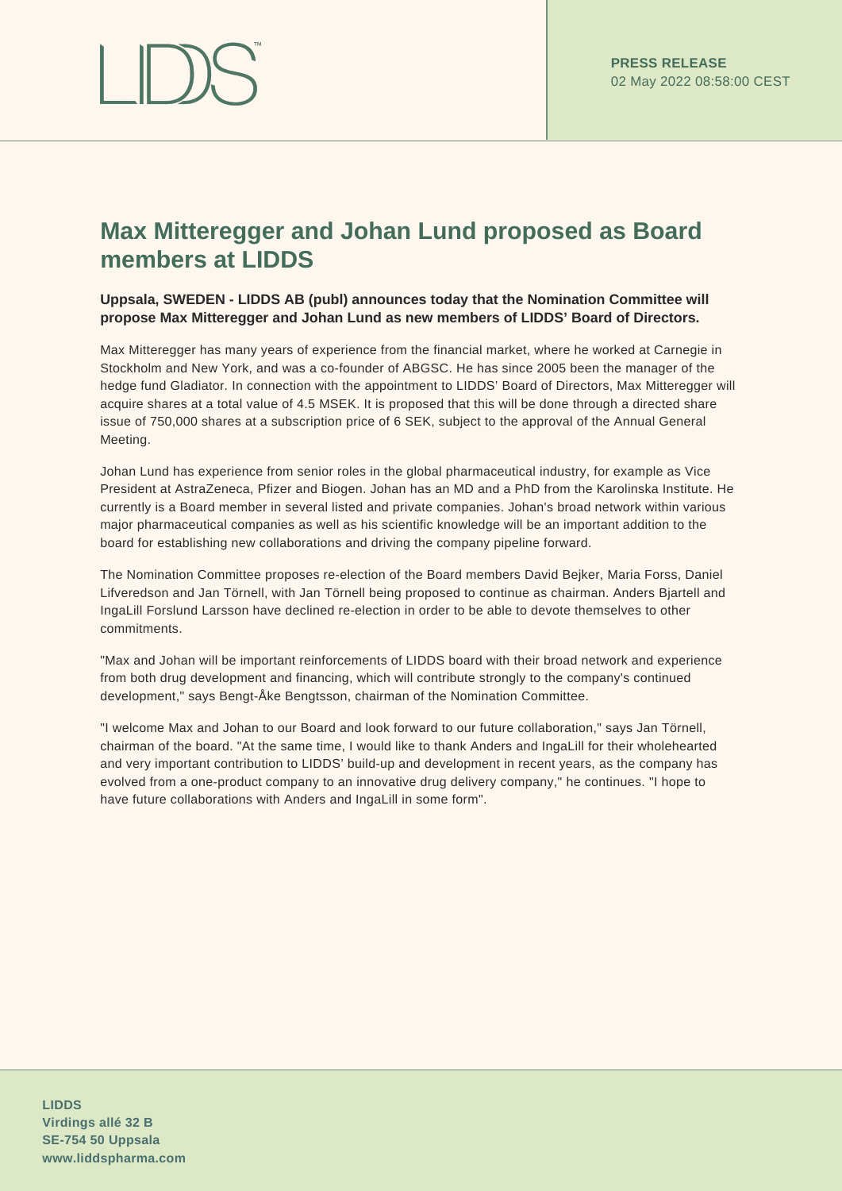**PRESS RELEASE**
02 May 2022 08:58:00 CEST

# Max Mitteregger and Johan Lund proposed as Board members at LIDDS

**Uppsala, SWEDEN - LIDDS AB (publ) announces today that the Nomination Committee will propose Max Mitteregger and Johan Lund as new members of LIDDS' Board of Directors.**

Max Mitteregger has many years of experience from the financial market, where he worked at Carnegie in Stockholm and New York, and was a co-founder of ABGSC. He has since 2005 been the manager of the hedge fund Gladiator. In connection with the appointment to LIDDS' Board of Directors, Max Mitteregger will acquire shares at a total value of 4.5 MSEK. It is proposed that this will be done through a directed share issue of 750,000 shares at a subscription price of 6 SEK, subject to the approval of the Annual General Meeting.

Johan Lund has experience from senior roles in the global pharmaceutical industry, for example as Vice President at AstraZeneca, Pfizer and Biogen. Johan has an MD and a PhD from the Karolinska Institute. He currently is a Board member in several listed and private companies. Johan's broad network within various major pharmaceutical companies as well as his scientific knowledge will be an important addition to the board for establishing new collaborations and driving the company pipeline forward.

The Nomination Committee proposes re-election of the Board members David Bejker, Maria Forss, Daniel Lifveredson and Jan Törnell, with Jan Törnell being proposed to continue as chairman. Anders Bjartell and IngaLill Forslund Larsson have declined re-election in order to be able to devote themselves to other commitments.

"Max and Johan will be important reinforcements of LIDDS board with their broad network and experience from both drug development and financing, which will contribute strongly to the company's continued development," says Bengt-Åke Bengtsson, chairman of the Nomination Committee.

"I welcome Max and Johan to our Board and look forward to our future collaboration," says Jan Törnell, chairman of the board. "At the same time, I would like to thank Anders and IngaLill for their wholehearted and very important contribution to LIDDS' build-up and development in recent years, as the company has evolved from a one-product company to an innovative drug delivery company," he continues. "I hope to have future collaborations with Anders and IngaLill in some form".

**LIDDS**
**Virdings allé 32 B**
**SE-754 50 Uppsala**
**www.liddspharma.com**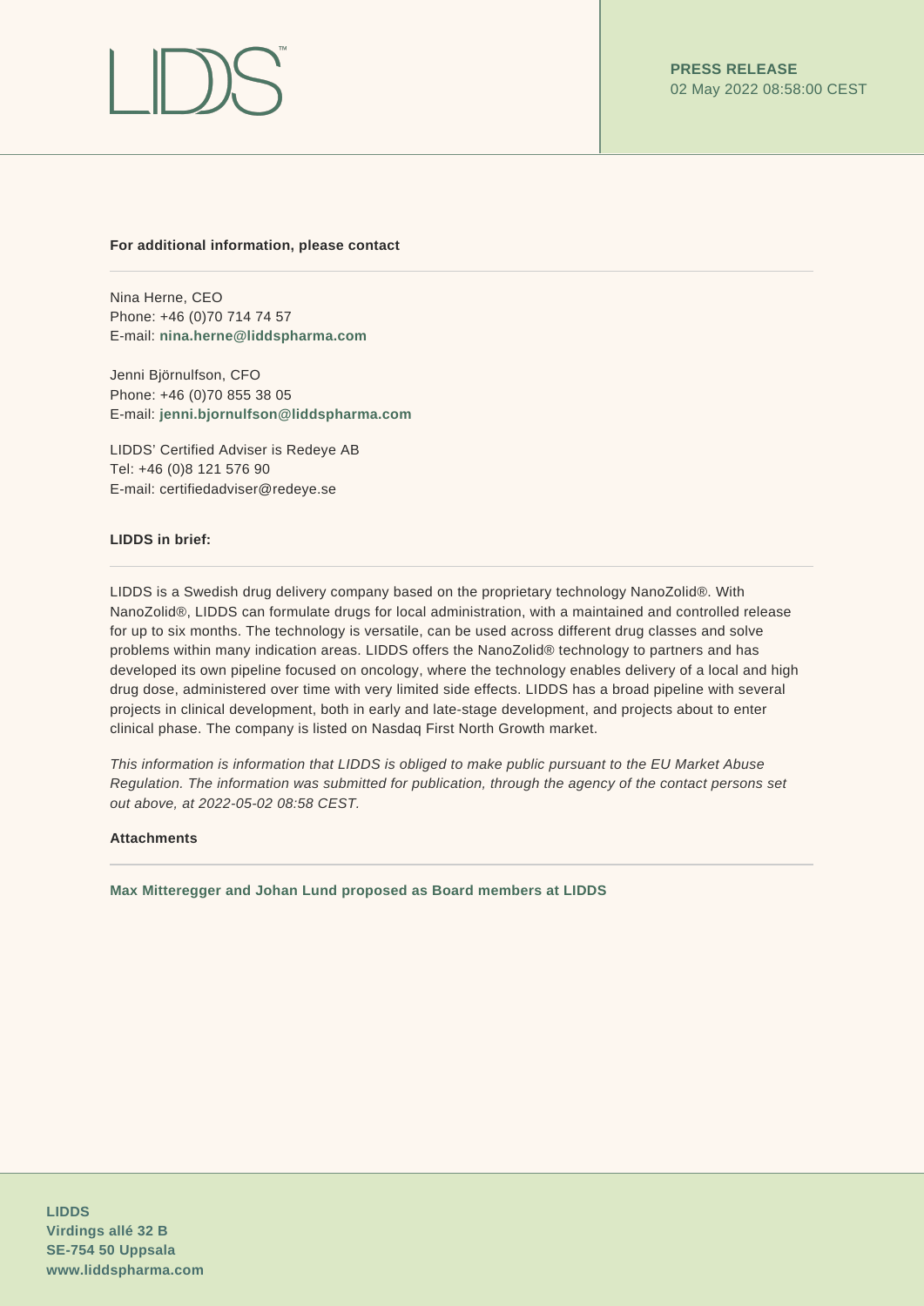**For additional information, please contact**

Nina Herne, CEO
Phone: +46 (0)70 714 74 57
E-mail: **nina.herne@liddspharma.com**

Jenni Björnulfson, CFO
Phone: +46 (0)70 855 38 05
E-mail: **jenni.bjornulfson@liddspharma.com**

LIDDS' Certified Adviser is Redeye AB
Tel: +46 (0)8 121 576 90
E-mail: certifiedadviser@redeye.se

**LIDDS in brief:**

LIDDS is a Swedish drug delivery company based on the proprietary technology NanoZolid®. With NanoZolid®, LIDDS can formulate drugs for local administration, with a maintained and controlled release for up to six months. The technology is versatile, can be used across different drug classes and solve problems within many indication areas. LIDDS offers the NanoZolid® technology to partners and has developed its own pipeline focused on oncology, where the technology enables delivery of a local and high drug dose, administered over time with very limited side effects. LIDDS has a broad pipeline with several projects in clinical development, both in early and late-stage development, and projects about to enter clinical phase. The company is listed on Nasdaq First North Growth market.

*This information is information that LIDDS is obliged to make public pursuant to the EU Market Abuse Regulation. The information was submitted for publication, through the agency of the contact persons set out above, at 2022-05-02 08:58 CEST.*

**Attachments**

**Max Mitteregger and Johan Lund proposed as Board members at LIDDS**

**LIDDS**
**Virdings allé 32 B**
**SE-754 50 Uppsala**
**www.liddspharma.com**